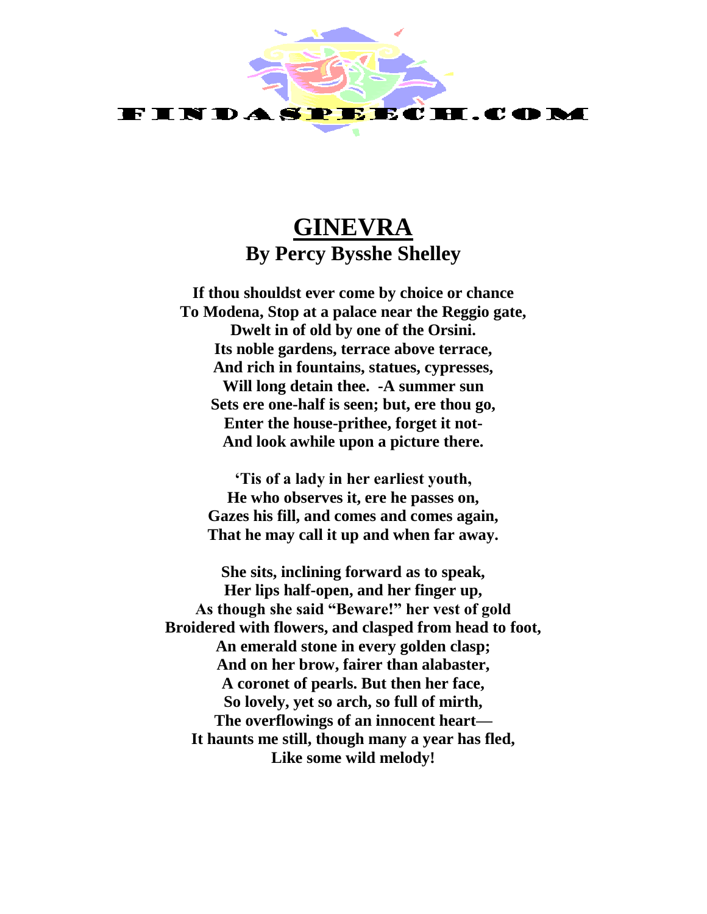FINDASPEECH.COM

# GINEVRA

## By Percy Bysshe Shelley

**If thou shouldst ever come by choice or chance**
**To Modena, Stop at a palace near the Reggio gate,**
**Dwelt in of old by one of the Orsini.**
**Its noble gardens, terrace above terrace,**
**And rich in fountains, statues, cypresses,**
**Will long detain thee. -A summer sun**
**Sets ere one-half is seen; but, ere thou go,**
**Enter the house-prithee, forget it not-**
**And look awhile upon a picture there.**

**'Tis of a lady in her earliest youth,**
**He who observes it, ere he passes on,**
**Gazes his fill, and comes and comes again,**
**That he may call it up and when far away.**

**She sits, inclining forward as to speak,**
**Her lips half-open, and her finger up,**
**As though she said "Beware!" her vest of gold**
**Broidered with flowers, and clasped from head to foot,**
**An emerald stone in every golden clasp;**
**And on her brow, fairer than alabaster,**
**A coronet of pearls. But then her face,**
**So lovely, yet so arch, so full of mirth,**
**The overflowings of an innocent heart—**
**It haunts me still, though many a year has fled,**
**Like some wild melody!**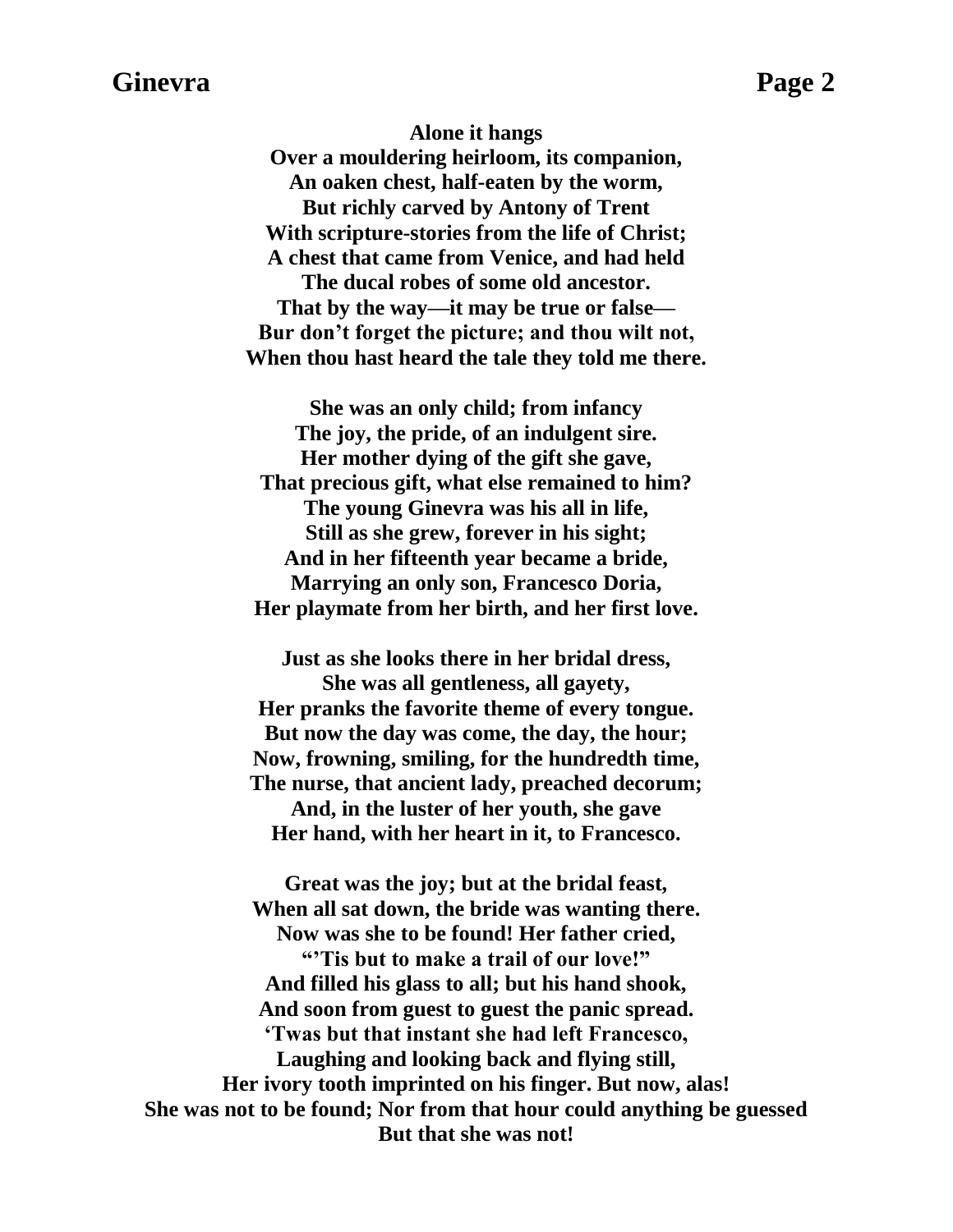**Alone it hangs**
**Over a mouldering heirloom, its companion,**
**An oaken chest, half-eaten by the worm,**
**But richly carved by Antony of Trent**
**With scripture-stories from the life of Christ;**
**A chest that came from Venice, and had held**
**The ducal robes of some old ancestor.**
**That by the way—it may be true or false—**
**Bur don't forget the picture; and thou wilt not,**
**When thou hast heard the tale they told me there.**

**She was an only child; from infancy**
**The joy, the pride, of an indulgent sire.**
**Her mother dying of the gift she gave,**
**That precious gift, what else remained to him?**
**The young Ginevra was his all in life,**
**Still as she grew, forever in his sight;**
**And in her fifteenth year became a bride,**
**Marrying an only son, Francesco Doria,**
**Her playmate from her birth, and her first love.**

**Just as she looks there in her bridal dress,**
**She was all gentleness, all gayety,**
**Her pranks the favorite theme of every tongue.**
**But now the day was come, the day, the hour;**
**Now, frowning, smiling, for the hundredth time,**
**The nurse, that ancient lady, preached decorum;**
**And, in the luster of her youth, she gave**
**Her hand, with her heart in it, to Francesco.**

**Great was the joy; but at the bridal feast,**
**When all sat down, the bride was wanting there.**
**Now was she to be found! Her father cried,**
**"'Tis but to make a trail of our love!"**
**And filled his glass to all; but his hand shook,**
**And soon from guest to guest the panic spread.**
**'Twas but that instant she had left Francesco,**
**Laughing and looking back and flying still,**
**Her ivory tooth imprinted on his finger. But now, alas!**
**She was not to be found; Nor from that hour could anything be guessed**
**But that she was not!**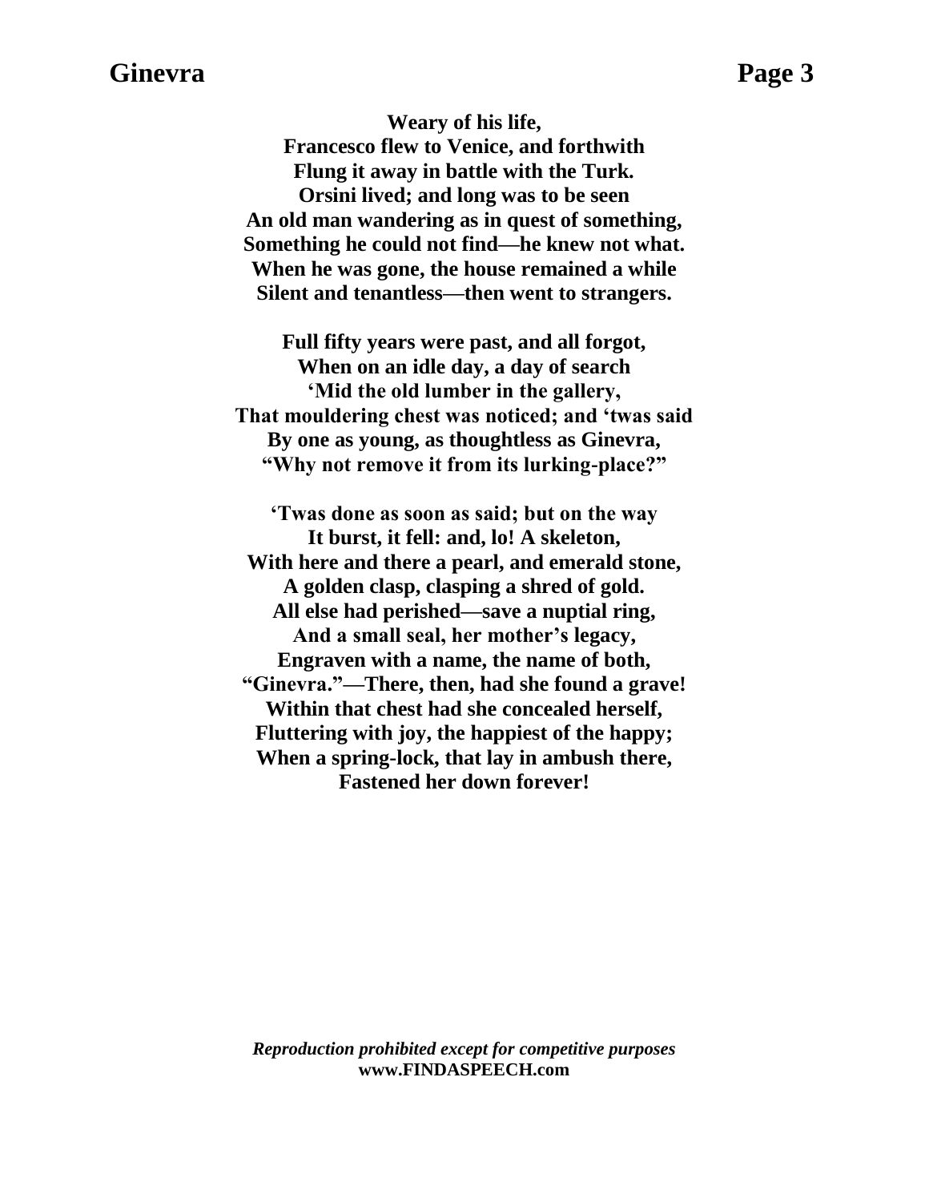**Weary of his life,**
**Francesco flew to Venice, and forthwith**
**Flung it away in battle with the Turk.**
**Orsini lived; and long was to be seen**
**An old man wandering as in quest of something,**
**Something he could not find—he knew not what.**
**When he was gone, the house remained a while**
**Silent and tenantless—then went to strangers.**

**Full fifty years were past, and all forgot,**
**When on an idle day, a day of search**
**'Mid the old lumber in the gallery,**
**That mouldering chest was noticed; and 'twas said**
**By one as young, as thoughtless as Ginevra,**
**"Why not remove it from its lurking-place?"**

**'Twas done as soon as said; but on the way**
**It burst, it fell: and, lo! A skeleton,**
**With here and there a pearl, and emerald stone,**
**A golden clasp, clasping a shred of gold.**
**All else had perished—save a nuptial ring,**
**And a small seal, her mother's legacy,**
**Engraven with a name, the name of both,**
**"Ginevra."—There, then, had she found a grave!**
**Within that chest had she concealed herself,**
**Fluttering with joy, the happiest of the happy;**
**When a spring-lock, that lay in ambush there,**
**Fastened her down forever!**

***Reproduction prohibited except for competitive purposes***
**www.FINDASPEECH.com**